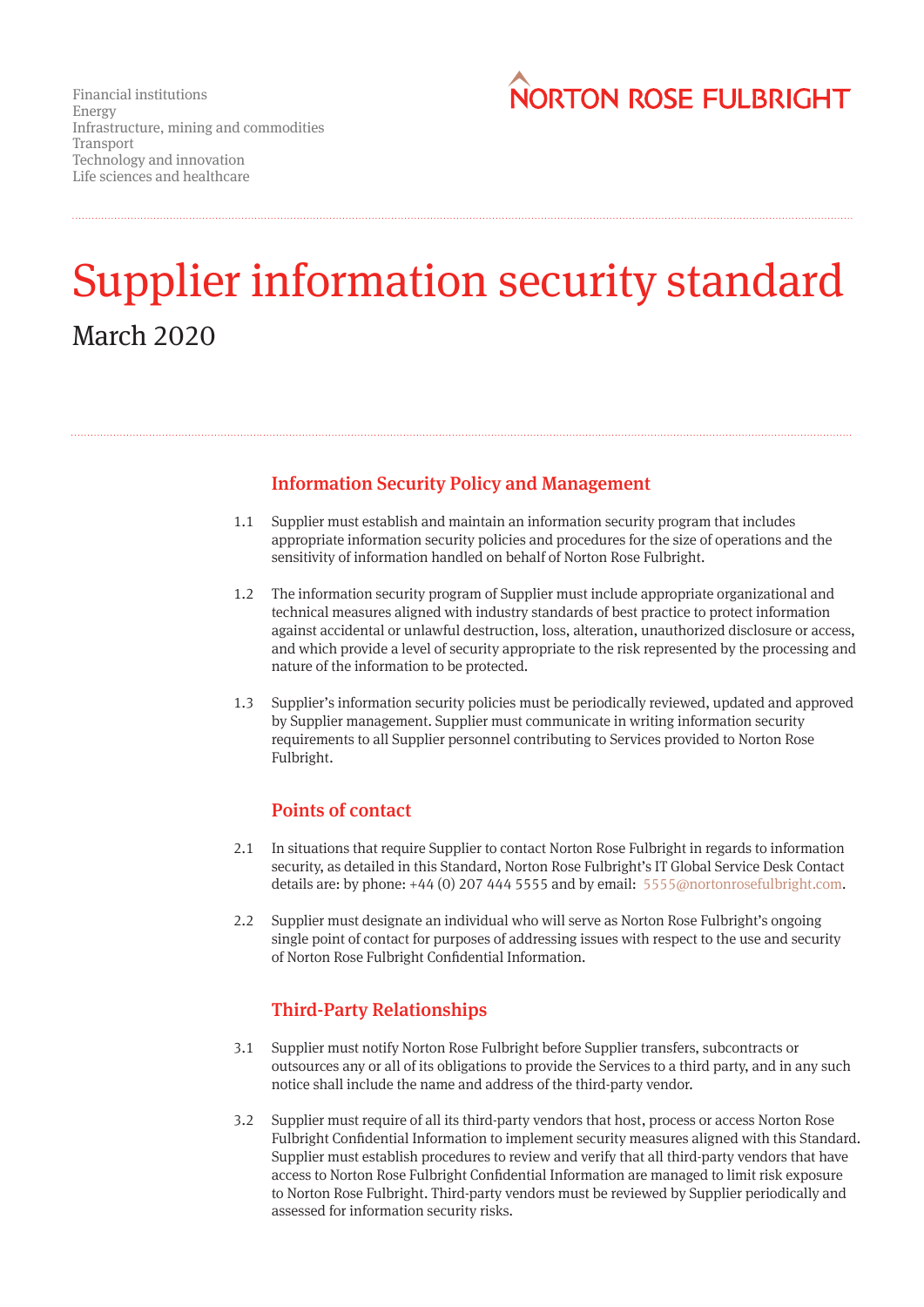Financial institutions
Energy
Infrastructure, mining and commodities
Transport
Technology and innovation
Life sciences and healthcare

NORTON ROSE FULBRIGHT

# Supplier information security standard

March 2020

## Information Security Policy and Management

1.1 Supplier must establish and maintain an information security program that includes appropriate information security policies and procedures for the size of operations and the sensitivity of information handled on behalf of Norton Rose Fulbright.

1.2 The information security program of Supplier must include appropriate organizational and technical measures aligned with industry standards of best practice to protect information against accidental or unlawful destruction, loss, alteration, unauthorized disclosure or access, and which provide a level of security appropriate to the risk represented by the processing and nature of the information to be protected.

1.3 Supplier's information security policies must be periodically reviewed, updated and approved by Supplier management. Supplier must communicate in writing information security requirements to all Supplier personnel contributing to Services provided to Norton Rose Fulbright.

## Points of contact

2.1 In situations that require Supplier to contact Norton Rose Fulbright in regards to information security, as detailed in this Standard, Norton Rose Fulbright's IT Global Service Desk Contact details are: by phone: +44 (0) 207 444 5555 and by email: 5555@nortonrosefulbright.com.

2.2 Supplier must designate an individual who will serve as Norton Rose Fulbright's ongoing single point of contact for purposes of addressing issues with respect to the use and security of Norton Rose Fulbright Confidential Information.

## Third-Party Relationships

3.1 Supplier must notify Norton Rose Fulbright before Supplier transfers, subcontracts or outsources any or all of its obligations to provide the Services to a third party, and in any such notice shall include the name and address of the third-party vendor.

3.2 Supplier must require of all its third-party vendors that host, process or access Norton Rose Fulbright Confidential Information to implement security measures aligned with this Standard. Supplier must establish procedures to review and verify that all third-party vendors that have access to Norton Rose Fulbright Confidential Information are managed to limit risk exposure to Norton Rose Fulbright. Third-party vendors must be reviewed by Supplier periodically and assessed for information security risks.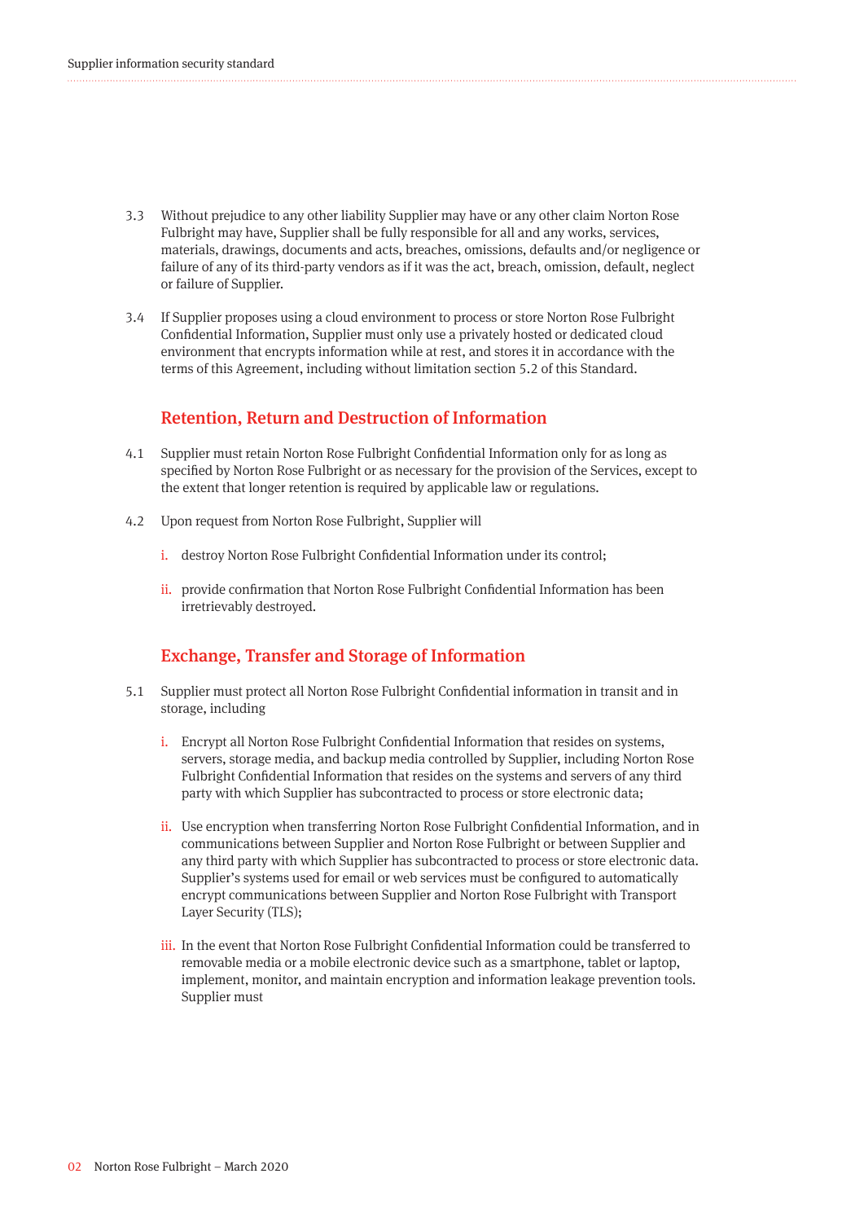3.3 Without prejudice to any other liability Supplier may have or any other claim Norton Rose Fulbright may have, Supplier shall be fully responsible for all and any works, services, materials, drawings, documents and acts, breaches, omissions, defaults and/or negligence or failure of any of its third-party vendors as if it was the act, breach, omission, default, neglect or failure of Supplier.

3.4 If Supplier proposes using a cloud environment to process or store Norton Rose Fulbright Confidential Information, Supplier must only use a privately hosted or dedicated cloud environment that encrypts information while at rest, and stores it in accordance with the terms of this Agreement, including without limitation section 5.2 of this Standard.

## Retention, Return and Destruction of Information

4.1 Supplier must retain Norton Rose Fulbright Confidential Information only for as long as specified by Norton Rose Fulbright or as necessary for the provision of the Services, except to the extent that longer retention is required by applicable law or regulations.

4.2 Upon request from Norton Rose Fulbright, Supplier will

i. destroy Norton Rose Fulbright Confidential Information under its control;

ii. provide confirmation that Norton Rose Fulbright Confidential Information has been irretrievably destroyed.

## Exchange, Transfer and Storage of Information

5.1 Supplier must protect all Norton Rose Fulbright Confidential information in transit and in storage, including

i. Encrypt all Norton Rose Fulbright Confidential Information that resides on systems, servers, storage media, and backup media controlled by Supplier, including Norton Rose Fulbright Confidential Information that resides on the systems and servers of any third party with which Supplier has subcontracted to process or store electronic data;

ii. Use encryption when transferring Norton Rose Fulbright Confidential Information, and in communications between Supplier and Norton Rose Fulbright or between Supplier and any third party with which Supplier has subcontracted to process or store electronic data. Supplier's systems used for email or web services must be configured to automatically encrypt communications between Supplier and Norton Rose Fulbright with Transport Layer Security (TLS);

iii. In the event that Norton Rose Fulbright Confidential Information could be transferred to removable media or a mobile electronic device such as a smartphone, tablet or laptop, implement, monitor, and maintain encryption and information leakage prevention tools. Supplier must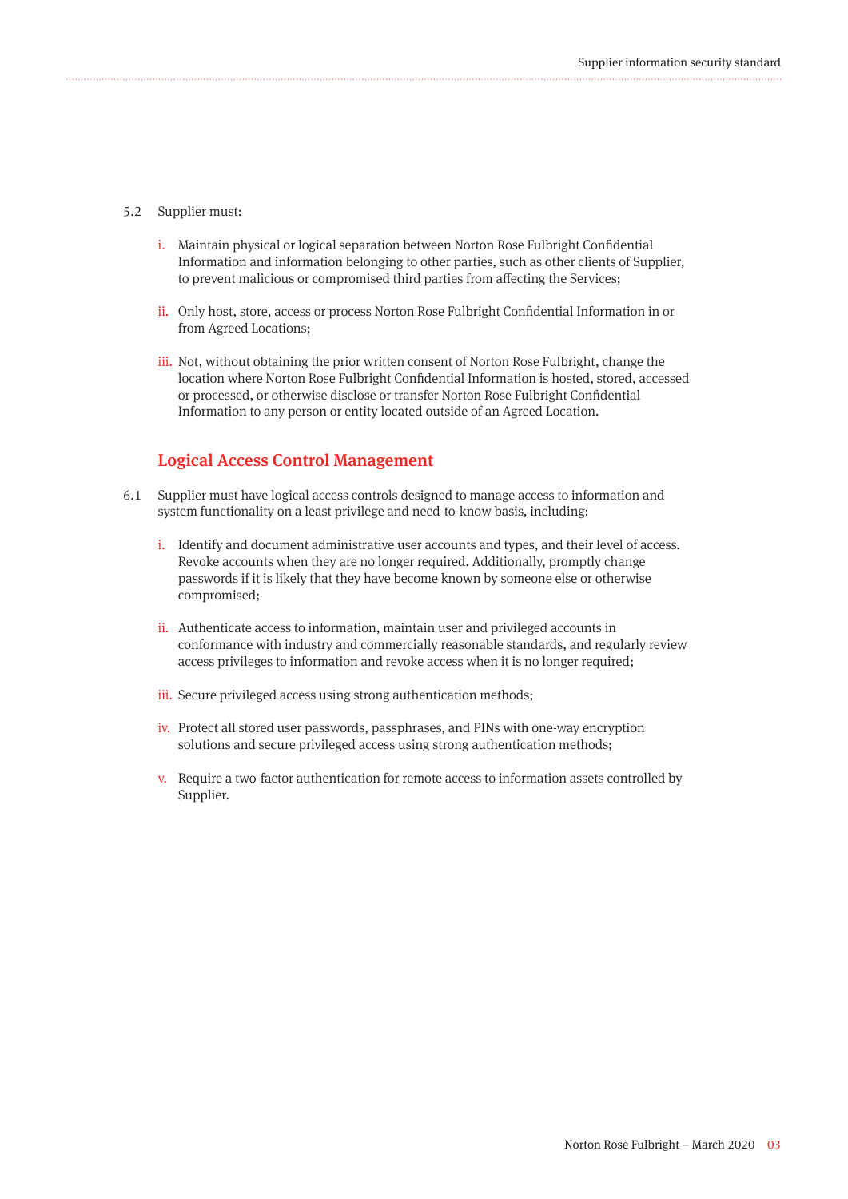5.2 Supplier must:

i. Maintain physical or logical separation between Norton Rose Fulbright Confidential Information and information belonging to other parties, such as other clients of Supplier, to prevent malicious or compromised third parties from affecting the Services;

ii. Only host, store, access or process Norton Rose Fulbright Confidential Information in or from Agreed Locations;

iii. Not, without obtaining the prior written consent of Norton Rose Fulbright, change the location where Norton Rose Fulbright Confidential Information is hosted, stored, accessed or processed, or otherwise disclose or transfer Norton Rose Fulbright Confidential Information to any person or entity located outside of an Agreed Location.

## Logical Access Control Management

6.1 Supplier must have logical access controls designed to manage access to information and system functionality on a least privilege and need-to-know basis, including:

i. Identify and document administrative user accounts and types, and their level of access. Revoke accounts when they are no longer required. Additionally, promptly change passwords if it is likely that they have become known by someone else or otherwise compromised;

ii. Authenticate access to information, maintain user and privileged accounts in conformance with industry and commercially reasonable standards, and regularly review access privileges to information and revoke access when it is no longer required;

iii. Secure privileged access using strong authentication methods;

iv. Protect all stored user passwords, passphrases, and PINs with one-way encryption solutions and secure privileged access using strong authentication methods;

v. Require a two-factor authentication for remote access to information assets controlled by Supplier.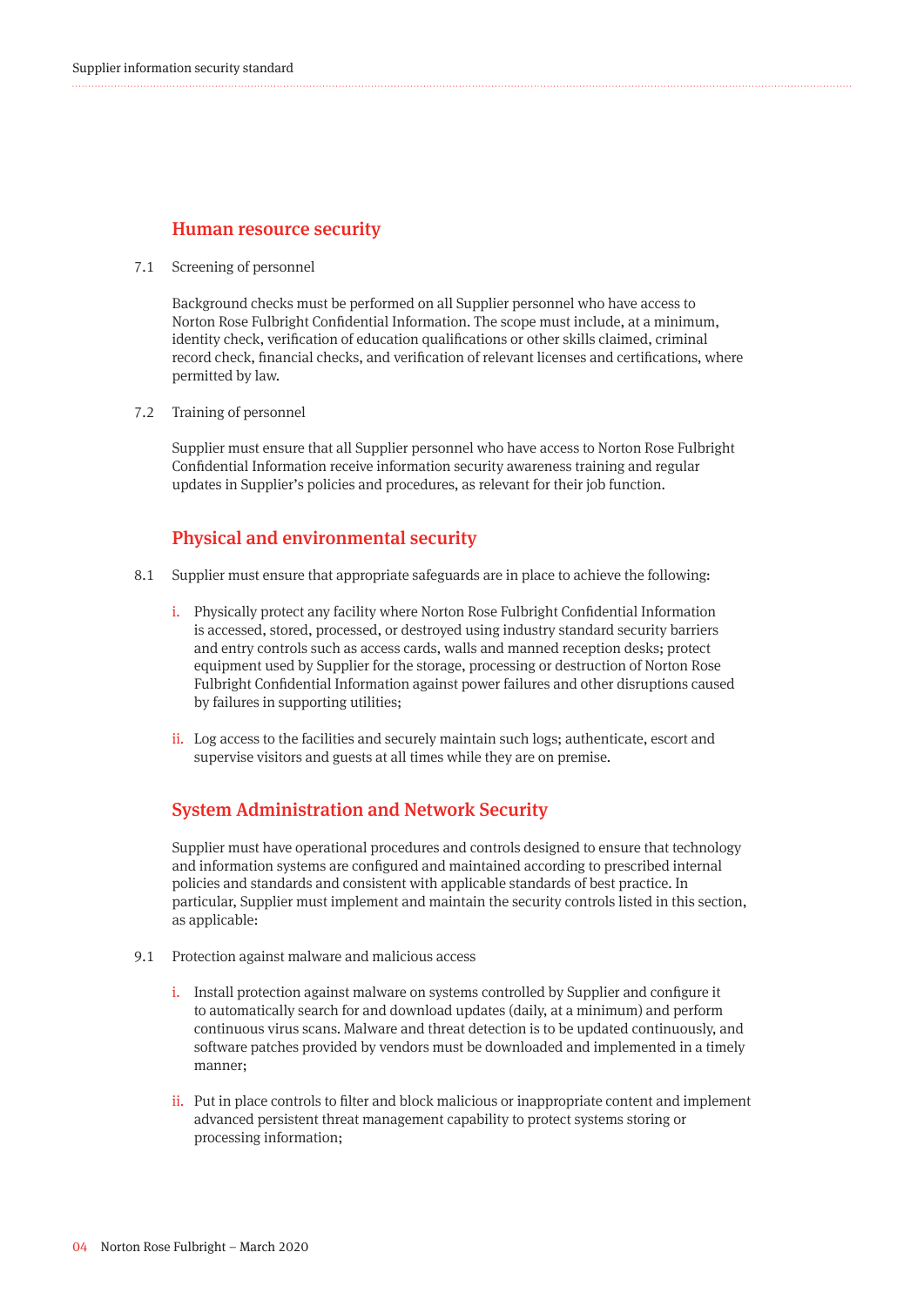## Human resource security

7.1 Screening of personnel

Background checks must be performed on all Supplier personnel who have access to Norton Rose Fulbright Confidential Information. The scope must include, at a minimum, identity check, verification of education qualifications or other skills claimed, criminal record check, financial checks, and verification of relevant licenses and certifications, where permitted by law.

7.2 Training of personnel

Supplier must ensure that all Supplier personnel who have access to Norton Rose Fulbright Confidential Information receive information security awareness training and regular updates in Supplier's policies and procedures, as relevant for their job function.

## Physical and environmental security

8.1 Supplier must ensure that appropriate safeguards are in place to achieve the following:

i. Physically protect any facility where Norton Rose Fulbright Confidential Information is accessed, stored, processed, or destroyed using industry standard security barriers and entry controls such as access cards, walls and manned reception desks; protect equipment used by Supplier for the storage, processing or destruction of Norton Rose Fulbright Confidential Information against power failures and other disruptions caused by failures in supporting utilities;

ii. Log access to the facilities and securely maintain such logs; authenticate, escort and supervise visitors and guests at all times while they are on premise.

## System Administration and Network Security

Supplier must have operational procedures and controls designed to ensure that technology and information systems are configured and maintained according to prescribed internal policies and standards and consistent with applicable standards of best practice. In particular, Supplier must implement and maintain the security controls listed in this section, as applicable:

9.1 Protection against malware and malicious access

i. Install protection against malware on systems controlled by Supplier and configure it to automatically search for and download updates (daily, at a minimum) and perform continuous virus scans. Malware and threat detection is to be updated continuously, and software patches provided by vendors must be downloaded and implemented in a timely manner;

ii. Put in place controls to filter and block malicious or inappropriate content and implement advanced persistent threat management capability to protect systems storing or processing information;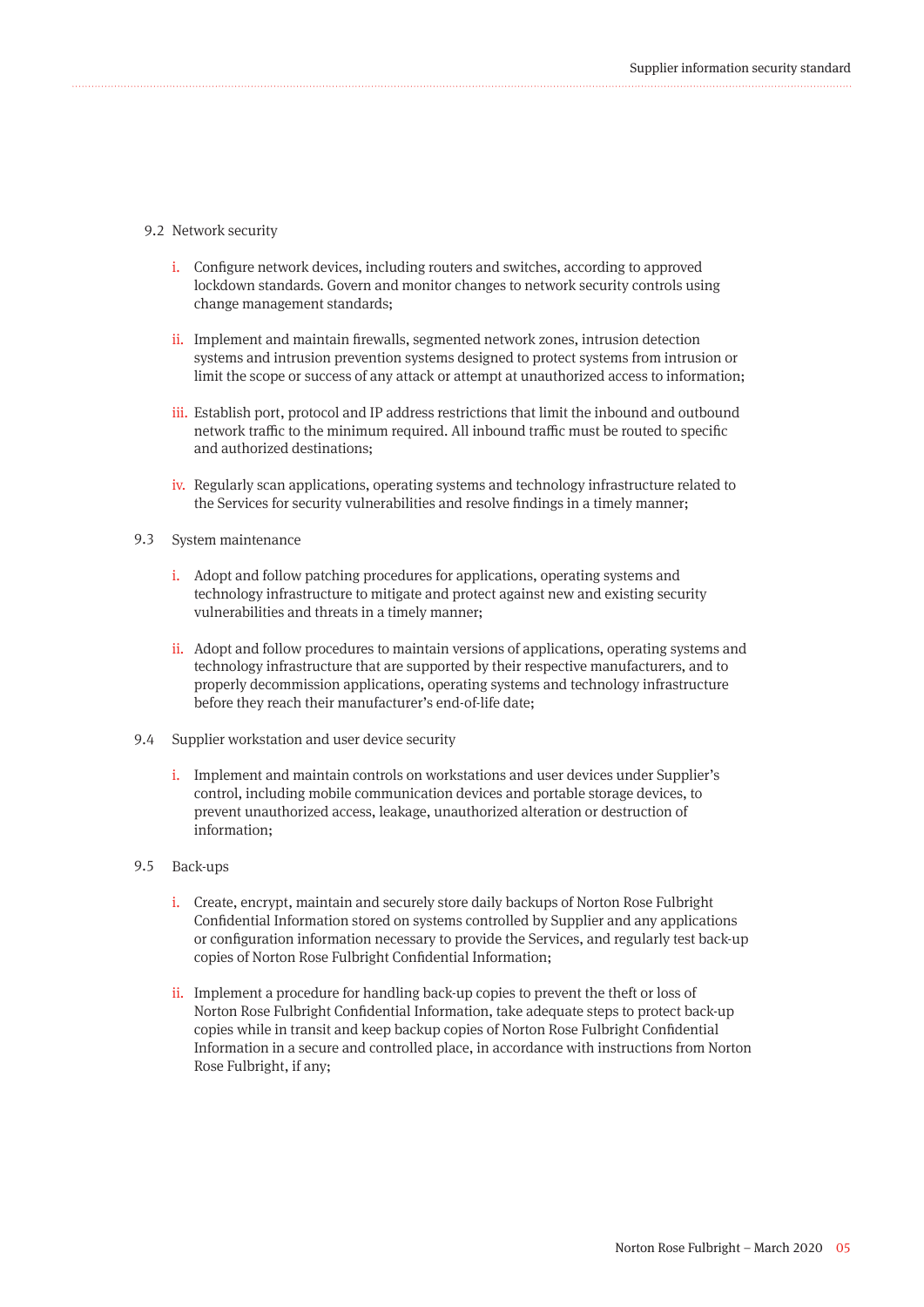9.2 Network security

i. Configure network devices, including routers and switches, according to approved lockdown standards. Govern and monitor changes to network security controls using change management standards;

ii. Implement and maintain firewalls, segmented network zones, intrusion detection systems and intrusion prevention systems designed to protect systems from intrusion or limit the scope or success of any attack or attempt at unauthorized access to information;

iii. Establish port, protocol and IP address restrictions that limit the inbound and outbound network traffic to the minimum required. All inbound traffic must be routed to specific and authorized destinations;

iv. Regularly scan applications, operating systems and technology infrastructure related to the Services for security vulnerabilities and resolve findings in a timely manner;

9.3 System maintenance

i. Adopt and follow patching procedures for applications, operating systems and technology infrastructure to mitigate and protect against new and existing security vulnerabilities and threats in a timely manner;

ii. Adopt and follow procedures to maintain versions of applications, operating systems and technology infrastructure that are supported by their respective manufacturers, and to properly decommission applications, operating systems and technology infrastructure before they reach their manufacturer's end-of-life date;

9.4 Supplier workstation and user device security

i. Implement and maintain controls on workstations and user devices under Supplier's control, including mobile communication devices and portable storage devices, to prevent unauthorized access, leakage, unauthorized alteration or destruction of information;

9.5 Back-ups

i. Create, encrypt, maintain and securely store daily backups of Norton Rose Fulbright Confidential Information stored on systems controlled by Supplier and any applications or configuration information necessary to provide the Services, and regularly test back-up copies of Norton Rose Fulbright Confidential Information;

ii. Implement a procedure for handling back-up copies to prevent the theft or loss of Norton Rose Fulbright Confidential Information, take adequate steps to protect back-up copies while in transit and keep backup copies of Norton Rose Fulbright Confidential Information in a secure and controlled place, in accordance with instructions from Norton Rose Fulbright, if any;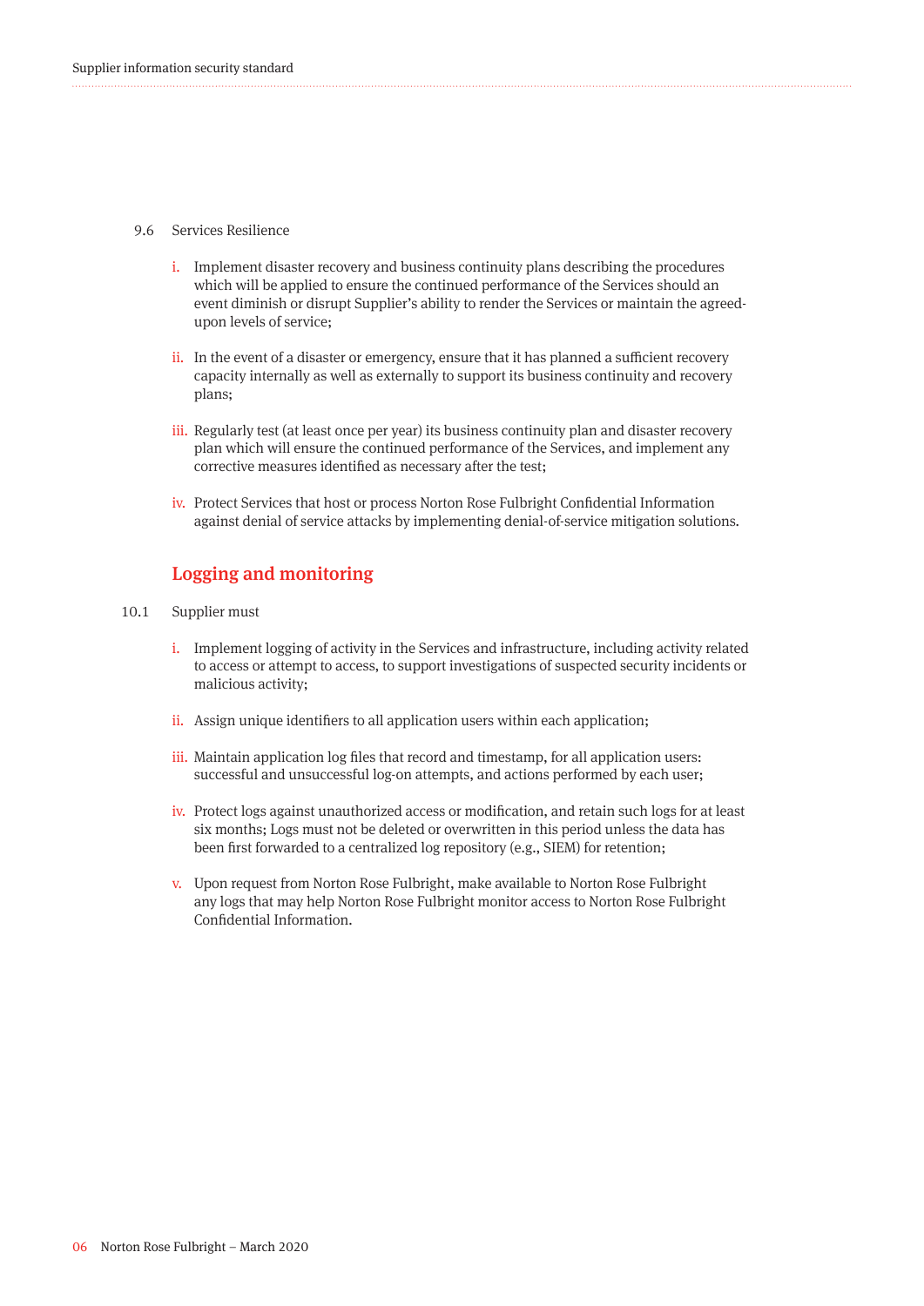9.6 Services Resilience

i. Implement disaster recovery and business continuity plans describing the procedures which will be applied to ensure the continued performance of the Services should an event diminish or disrupt Supplier's ability to render the Services or maintain the agreed-upon levels of service;

ii. In the event of a disaster or emergency, ensure that it has planned a sufficient recovery capacity internally as well as externally to support its business continuity and recovery plans;

iii. Regularly test (at least once per year) its business continuity plan and disaster recovery plan which will ensure the continued performance of the Services, and implement any corrective measures identified as necessary after the test;

iv. Protect Services that host or process Norton Rose Fulbright Confidential Information against denial of service attacks by implementing denial-of-service mitigation solutions.

## Logging and monitoring

10.1 Supplier must

i. Implement logging of activity in the Services and infrastructure, including activity related to access or attempt to access, to support investigations of suspected security incidents or malicious activity;

ii. Assign unique identifiers to all application users within each application;

iii. Maintain application log files that record and timestamp, for all application users: successful and unsuccessful log-on attempts, and actions performed by each user;

iv. Protect logs against unauthorized access or modification, and retain such logs for at least six months; Logs must not be deleted or overwritten in this period unless the data has been first forwarded to a centralized log repository (e.g., SIEM) for retention;

v. Upon request from Norton Rose Fulbright, make available to Norton Rose Fulbright any logs that may help Norton Rose Fulbright monitor access to Norton Rose Fulbright Confidential Information.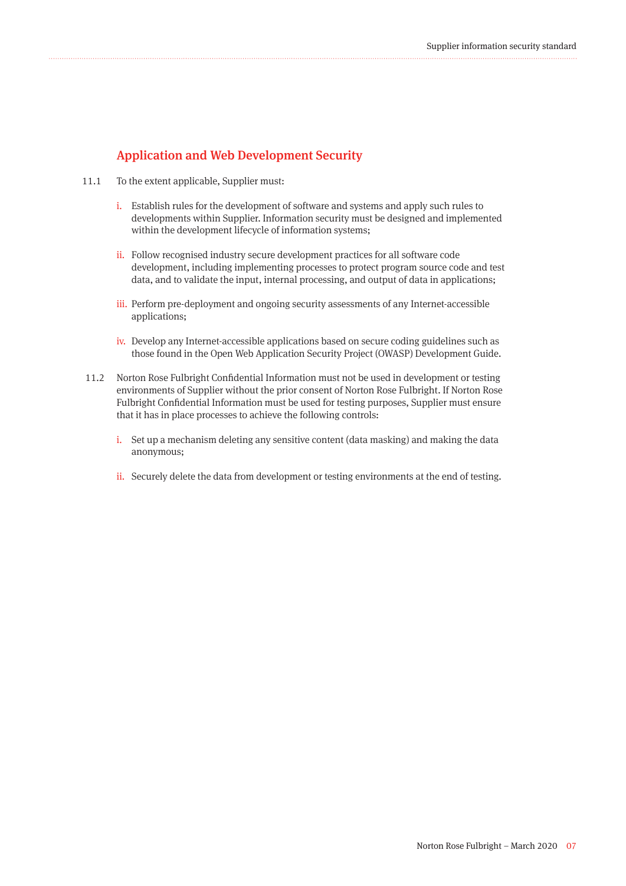## Application and Web Development Security

11.1 To the extent applicable, Supplier must:

i. Establish rules for the development of software and systems and apply such rules to developments within Supplier. Information security must be designed and implemented within the development lifecycle of information systems;

ii. Follow recognised industry secure development practices for all software code development, including implementing processes to protect program source code and test data, and to validate the input, internal processing, and output of data in applications;

iii. Perform pre-deployment and ongoing security assessments of any Internet-accessible applications;

iv. Develop any Internet-accessible applications based on secure coding guidelines such as those found in the Open Web Application Security Project (OWASP) Development Guide.

11.2 Norton Rose Fulbright Confidential Information must not be used in development or testing environments of Supplier without the prior consent of Norton Rose Fulbright. If Norton Rose Fulbright Confidential Information must be used for testing purposes, Supplier must ensure that it has in place processes to achieve the following controls:

i. Set up a mechanism deleting any sensitive content (data masking) and making the data anonymous;

ii. Securely delete the data from development or testing environments at the end of testing.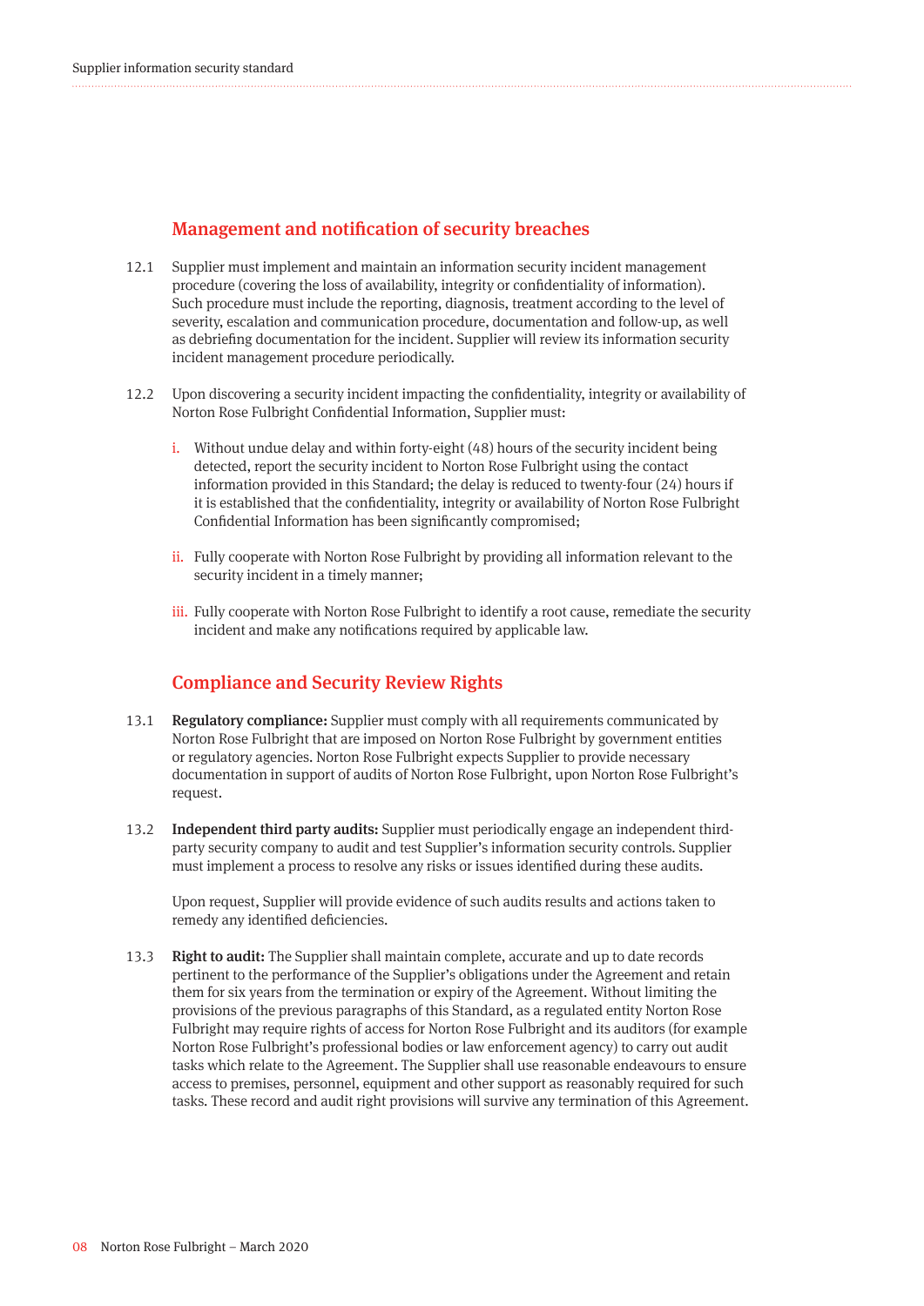## Management and notification of security breaches

12.1 Supplier must implement and maintain an information security incident management procedure (covering the loss of availability, integrity or confidentiality of information). Such procedure must include the reporting, diagnosis, treatment according to the level of severity, escalation and communication procedure, documentation and follow-up, as well as debriefing documentation for the incident. Supplier will review its information security incident management procedure periodically.

12.2 Upon discovering a security incident impacting the confidentiality, integrity or availability of Norton Rose Fulbright Confidential Information, Supplier must:

i. Without undue delay and within forty-eight (48) hours of the security incident being detected, report the security incident to Norton Rose Fulbright using the contact information provided in this Standard; the delay is reduced to twenty-four (24) hours if it is established that the confidentiality, integrity or availability of Norton Rose Fulbright Confidential Information has been significantly compromised;

ii. Fully cooperate with Norton Rose Fulbright by providing all information relevant to the security incident in a timely manner;

iii. Fully cooperate with Norton Rose Fulbright to identify a root cause, remediate the security incident and make any notifications required by applicable law.

## Compliance and Security Review Rights

13.1 **Regulatory compliance:** Supplier must comply with all requirements communicated by Norton Rose Fulbright that are imposed on Norton Rose Fulbright by government entities or regulatory agencies. Norton Rose Fulbright expects Supplier to provide necessary documentation in support of audits of Norton Rose Fulbright, upon Norton Rose Fulbright's request.

13.2 **Independent third party audits:** Supplier must periodically engage an independent third-party security company to audit and test Supplier's information security controls. Supplier must implement a process to resolve any risks or issues identified during these audits.

Upon request, Supplier will provide evidence of such audits results and actions taken to remedy any identified deficiencies.

13.3 **Right to audit:** The Supplier shall maintain complete, accurate and up to date records pertinent to the performance of the Supplier's obligations under the Agreement and retain them for six years from the termination or expiry of the Agreement. Without limiting the provisions of the previous paragraphs of this Standard, as a regulated entity Norton Rose Fulbright may require rights of access for Norton Rose Fulbright and its auditors (for example Norton Rose Fulbright's professional bodies or law enforcement agency) to carry out audit tasks which relate to the Agreement. The Supplier shall use reasonable endeavours to ensure access to premises, personnel, equipment and other support as reasonably required for such tasks. These record and audit right provisions will survive any termination of this Agreement.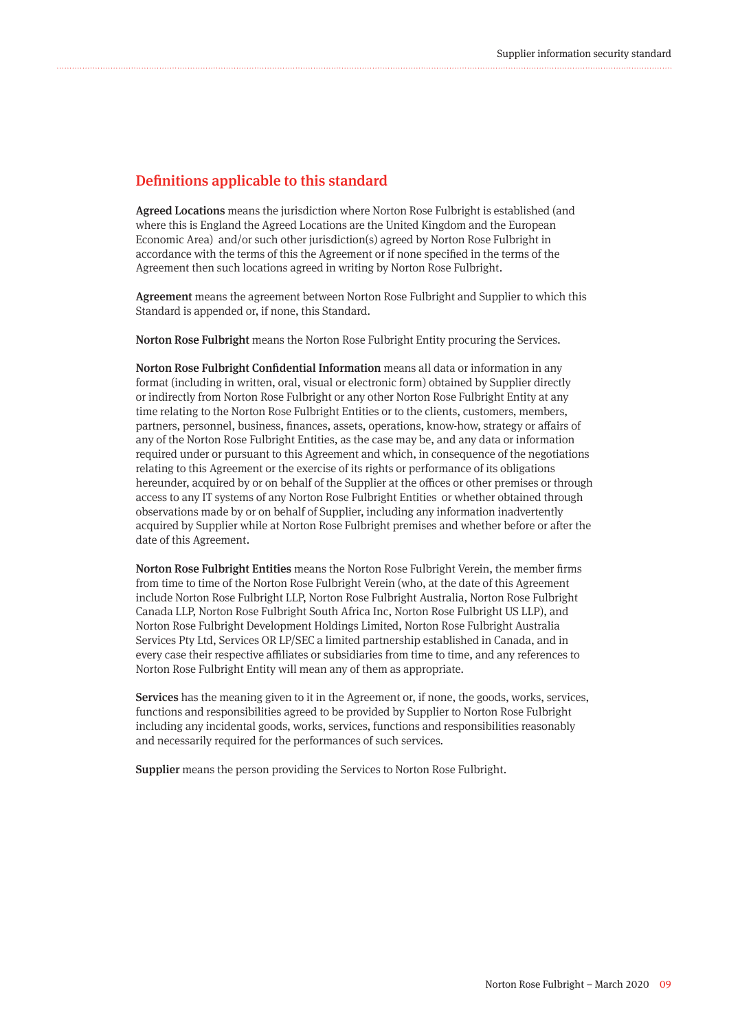## Definitions applicable to this standard

**Agreed Locations** means the jurisdiction where Norton Rose Fulbright is established (and where this is England the Agreed Locations are the United Kingdom and the European Economic Area) and/or such other jurisdiction(s) agreed by Norton Rose Fulbright in accordance with the terms of this the Agreement or if none specified in the terms of the Agreement then such locations agreed in writing by Norton Rose Fulbright.

**Agreement** means the agreement between Norton Rose Fulbright and Supplier to which this Standard is appended or, if none, this Standard.

**Norton Rose Fulbright** means the Norton Rose Fulbright Entity procuring the Services.

**Norton Rose Fulbright Confidential Information** means all data or information in any format (including in written, oral, visual or electronic form) obtained by Supplier directly or indirectly from Norton Rose Fulbright or any other Norton Rose Fulbright Entity at any time relating to the Norton Rose Fulbright Entities or to the clients, customers, members, partners, personnel, business, finances, assets, operations, know-how, strategy or affairs of any of the Norton Rose Fulbright Entities, as the case may be, and any data or information required under or pursuant to this Agreement and which, in consequence of the negotiations relating to this Agreement or the exercise of its rights or performance of its obligations hereunder, acquired by or on behalf of the Supplier at the offices or other premises or through access to any IT systems of any Norton Rose Fulbright Entities or whether obtained through observations made by or on behalf of Supplier, including any information inadvertently acquired by Supplier while at Norton Rose Fulbright premises and whether before or after the date of this Agreement.

**Norton Rose Fulbright Entities** means the Norton Rose Fulbright Verein, the member firms from time to time of the Norton Rose Fulbright Verein (who, at the date of this Agreement include Norton Rose Fulbright LLP, Norton Rose Fulbright Australia, Norton Rose Fulbright Canada LLP, Norton Rose Fulbright South Africa Inc, Norton Rose Fulbright US LLP), and Norton Rose Fulbright Development Holdings Limited, Norton Rose Fulbright Australia Services Pty Ltd, Services OR LP/SEC a limited partnership established in Canada, and in every case their respective affiliates or subsidiaries from time to time, and any references to Norton Rose Fulbright Entity will mean any of them as appropriate.

**Services** has the meaning given to it in the Agreement or, if none, the goods, works, services, functions and responsibilities agreed to be provided by Supplier to Norton Rose Fulbright including any incidental goods, works, services, functions and responsibilities reasonably and necessarily required for the performances of such services.

**Supplier** means the person providing the Services to Norton Rose Fulbright.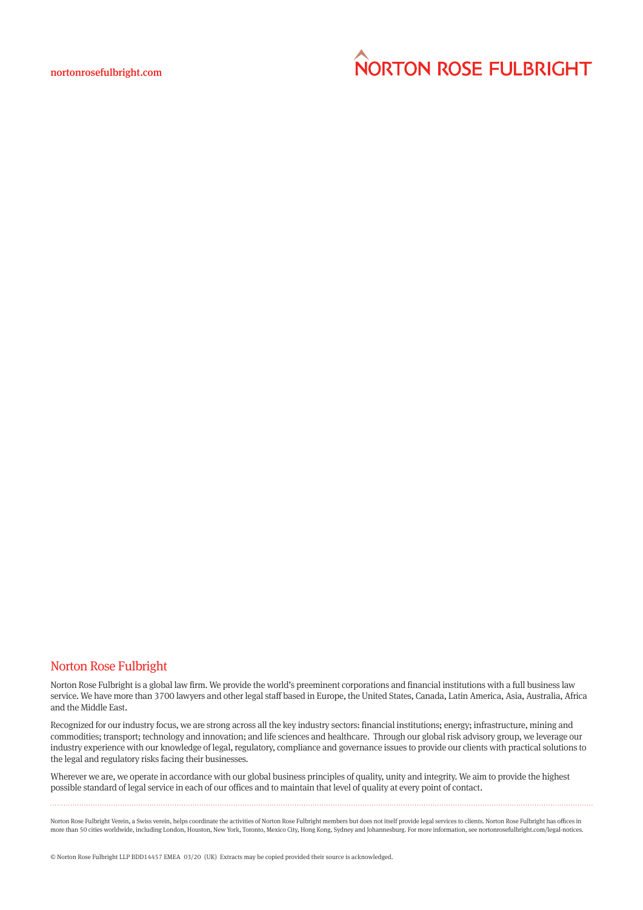nortonrosefulbright.com

NORTON ROSE FULBRIGHT

## Norton Rose Fulbright

Norton Rose Fulbright is a global law firm. We provide the world's preeminent corporations and financial institutions with a full business law service. We have more than 3700 lawyers and other legal staff based in Europe, the United States, Canada, Latin America, Asia, Australia, Africa and the Middle East.

Recognized for our industry focus, we are strong across all the key industry sectors: financial institutions; energy; infrastructure, mining and commodities; transport; technology and innovation; and life sciences and healthcare. Through our global risk advisory group, we leverage our industry experience with our knowledge of legal, regulatory, compliance and governance issues to provide our clients with practical solutions to the legal and regulatory risks facing their businesses.

Wherever we are, we operate in accordance with our global business principles of quality, unity and integrity. We aim to provide the highest possible standard of legal service in each of our offices and to maintain that level of quality at every point of contact.

Norton Rose Fulbright Verein, a Swiss verein, helps coordinate the activities of Norton Rose Fulbright members but does not itself provide legal services to clients. Norton Rose Fulbright has offices in more than 50 cities worldwide, including London, Houston, New York, Toronto, Mexico City, Hong Kong, Sydney and Johannesburg. For more information, see nortonrosefulbright.com/legal-notices.

© Norton Rose Fulbright LLP BDD14457 EMEA 03/20 (UK) Extracts may be copied provided their source is acknowledged.